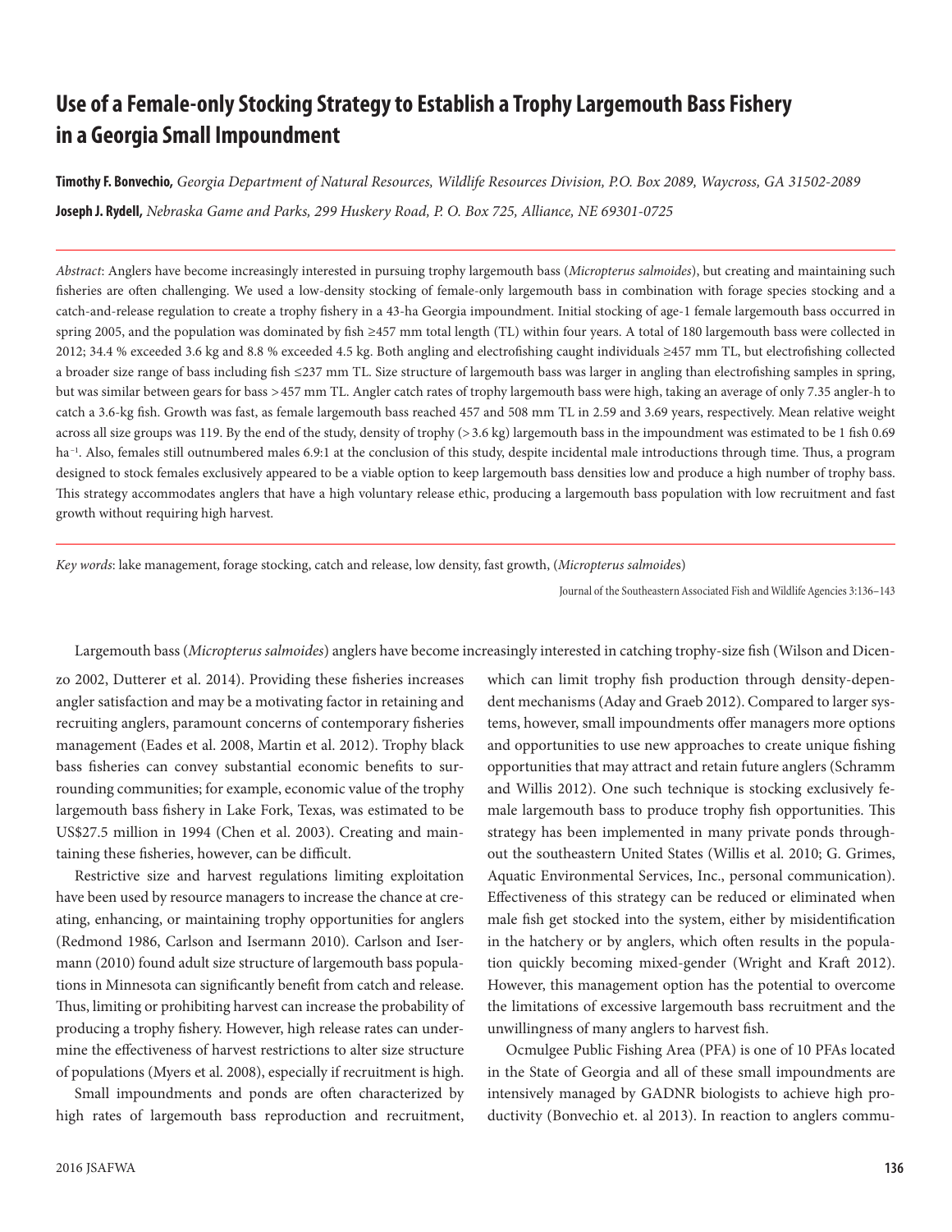# Use of a Female-only Stocking Strategy to Establish a Trophy Largemouth Bass Fishery in a Georgia Small Impoundment

**Timothy F. Bonvechio,** *Georgia Department of Natural Resources, Wildlife Resources Division, P.O. Box 2089, Waycross, GA 31502-2089*

**Joseph J. Rydell,** *Nebraska Game and Parks, 299 Huskery Road, P. O. Box 725, Alliance, NE 69301-0725*

*Abstract*: Anglers have become increasingly interested in pursuing trophy largemouth bass (*Micropterus salmoides*), but creating and maintaining such fisheries are often challenging. We used a low-density stocking of female-only largemouth bass in combination with forage species stocking and a catch-and-release regulation to create a trophy fishery in a 43-ha Georgia impoundment. Initial stocking of age-1 female largemouth bass occurred in spring 2005, and the population was dominated by fish ≥457 mm total length (TL) within four years. A total of 180 largemouth bass were collected in 2012; 34.4 % exceeded 3.6 kg and 8.8 % exceeded 4.5 kg. Both angling and electrofishing caught individuals ≥457 mm TL, but electrofishing collected a broader size range of bass including fish ≤237 mm TL. Size structure of largemouth bass was larger in angling than electrofishing samples in spring, but was similar between gears for bass >457 mm TL. Angler catch rates of trophy largemouth bass were high, taking an average of only 7.35 angler-h to catch a 3.6-kg fish. Growth was fast, as female largemouth bass reached 457 and 508 mm TL in 2.59 and 3.69 years, respectively. Mean relative weight across all size groups was 119. By the end of the study, density of trophy (>3.6 kg) largemouth bass in the impoundment was estimated to be 1 fish 0.69 $ha^{-1}$. Also, females still outnumbered males 6.9:1 at the conclusion of this study, despite incidental male introductions through time. Thus, a program designed to stock females exclusively appeared to be a viable option to keep largemouth bass densities low and produce a high number of trophy bass. This strategy accommodates anglers that have a high voluntary release ethic, producing a largemouth bass population with low recruitment and fast growth without requiring high harvest.

*Key words*: lake management, forage stocking, catch and release, low density, fast growth, (*Micropterus salmoides*)

Journal of the Southeastern Associated Fish and Wildlife Agencies 3:136–143

Largemouth bass (*Micropterus salmoides*) anglers have become increasingly interested in catching trophy-size fish (Wilson and Dicenzo 2002, Dutterer et al. 2014). Providing these fisheries increases angler satisfaction and may be a motivating factor in retaining and recruiting anglers, paramount concerns of contemporary fisheries management (Eades et al. 2008, Martin et al. 2012). Trophy black bass fisheries can convey substantial economic benefits to surrounding communities; for example, economic value of the trophy largemouth bass fishery in Lake Fork, Texas, was estimated to be US$27.5 million in 1994 (Chen et al. 2003). Creating and maintaining these fisheries, however, can be difficult.

Restrictive size and harvest regulations limiting exploitation have been used by resource managers to increase the chance at creating, enhancing, or maintaining trophy opportunities for anglers (Redmond 1986, Carlson and Isermann 2010). Carlson and Isermann (2010) found adult size structure of largemouth bass populations in Minnesota can significantly benefit from catch and release. Thus, limiting or prohibiting harvest can increase the probability of producing a trophy fishery. However, high release rates can undermine the effectiveness of harvest restrictions to alter size structure of populations (Myers et al. 2008), especially if recruitment is high.

Small impoundments and ponds are often characterized by high rates of largemouth bass reproduction and recruitment, which can limit trophy fish production through density-dependent mechanisms (Aday and Graeb 2012). Compared to larger systems, however, small impoundments offer managers more options and opportunities to use new approaches to create unique fishing opportunities that may attract and retain future anglers (Schramm and Willis 2012). One such technique is stocking exclusively female largemouth bass to produce trophy fish opportunities. This strategy has been implemented in many private ponds throughout the southeastern United States (Willis et al. 2010; G. Grimes, Aquatic Environmental Services, Inc., personal communication). Effectiveness of this strategy can be reduced or eliminated when male fish get stocked into the system, either by misidentification in the hatchery or by anglers, which often results in the population quickly becoming mixed-gender (Wright and Kraft 2012). However, this management option has the potential to overcome the limitations of excessive largemouth bass recruitment and the unwillingness of many anglers to harvest fish.

Ocmulgee Public Fishing Area (PFA) is one of 10 PFAs located in the State of Georgia and all of these small impoundments are intensively managed by GADNR biologists to achieve high productivity (Bonvechio et. al 2013). In reaction to anglers commu-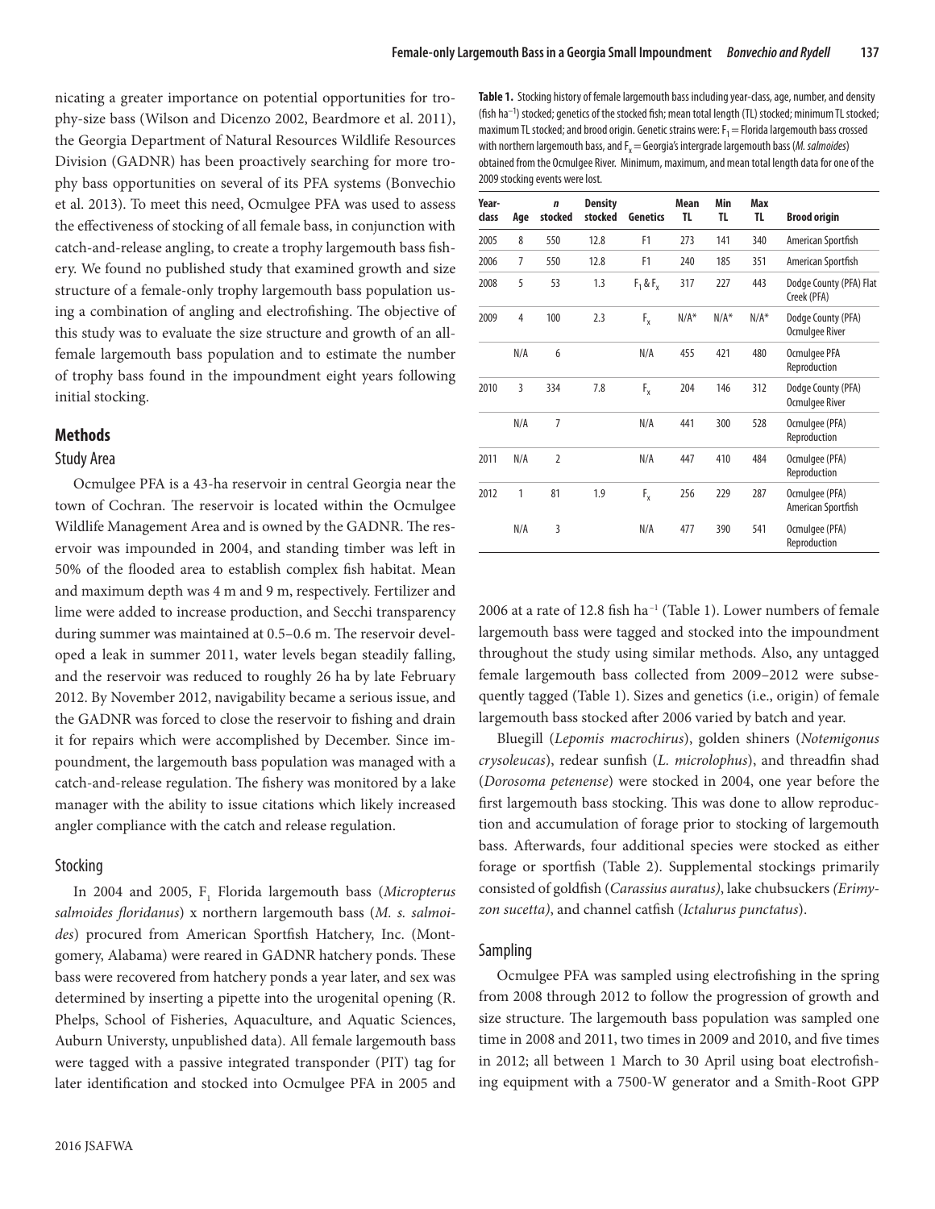nicating a greater importance on potential opportunities for trophy-size bass (Wilson and Dicenzo 2002, Beardmore et al. 2011), the Georgia Department of Natural Resources Wildlife Resources Division (GADNR) has been proactively searching for more trophy bass opportunities on several of its PFA systems (Bonvechio et al. 2013). To meet this need, Ocmulgee PFA was used to assess the effectiveness of stocking of all female bass, in conjunction with catch-and-release angling, to create a trophy largemouth bass fishery. We found no published study that examined growth and size structure of a female-only trophy largemouth bass population using a combination of angling and electrofishing. The objective of this study was to evaluate the size structure and growth of an all-female largemouth bass population and to estimate the number of trophy bass found in the impoundment eight years following initial stocking.

## Methods

### Study Area

Ocmulgee PFA is a 43-ha reservoir in central Georgia near the town of Cochran. The reservoir is located within the Ocmulgee Wildlife Management Area and is owned by the GADNR. The reservoir was impounded in 2004, and standing timber was left in 50% of the flooded area to establish complex fish habitat. Mean and maximum depth was 4 m and 9 m, respectively. Fertilizer and lime were added to increase production, and Secchi transparency during summer was maintained at 0.5–0.6 m. The reservoir developed a leak in summer 2011, water levels began steadily falling, and the reservoir was reduced to roughly 26 ha by late February 2012. By November 2012, navigability became a serious issue, and the GADNR was forced to close the reservoir to fishing and drain it for repairs which were accomplished by December. Since impoundment, the largemouth bass population was managed with a catch-and-release regulation. The fishery was monitored by a lake manager with the ability to issue citations which likely increased angler compliance with the catch and release regulation.

### Stocking

In 2004 and 2005, $F_1$ Florida largemouth bass (*Micropterus salmoides floridanus*) x northern largemouth bass (*M. s. salmoides*) procured from American Sportfish Hatchery, Inc. (Montgomery, Alabama) were reared in GADNR hatchery ponds. These bass were recovered from hatchery ponds a year later, and sex was determined by inserting a pipette into the urogenital opening (R. Phelps, School of Fisheries, Aquaculture, and Aquatic Sciences, Auburn Universty, unpublished data). All female largemouth bass were tagged with a passive integrated transponder (PIT) tag for later identification and stocked into Ocmulgee PFA in 2005 and 2006 at a rate of 12.8 fish ha$^{-1}$ (Table 1). Lower numbers of female largemouth bass were tagged and stocked into the impoundment throughout the study using similar methods. Also, any untagged female largemouth bass collected from 2009–2012 were subsequently tagged (Table 1). Sizes and genetics (i.e., origin) of female largemouth bass stocked after 2006 varied by batch and year.

**Table 1.** Stocking history of female largemouth bass including year-class, age, number, and density (fish ha$^{-1}$) stocked; genetics of the stocked fish; mean total length (TL) stocked; minimum TL stocked; maximum TL stocked; and brood origin. Genetic strains were: $F_1$ = Florida largemouth bass crossed with northern largemouth bass, and $F_x$ = Georgia's intergrade largemouth bass (*M. salmoides*) obtained from the Ocmulgee River. Minimum, maximum, and mean total length data for one of the 2009 stocking events were lost.

| Year-class | Age | *n* stocked | Density stocked | Genetics | Mean TL | Min TL | Max TL | Brood origin |
|---|---|---|---|---|---|---|---|---|
| 2005 | 8 | 550 | 12.8 | F1 | 273 | 141 | 340 | American Sportfish |
| 2006 | 7 | 550 | 12.8 | F1 | 240 | 185 | 351 | American Sportfish |
| 2008 | 5 | 53 | 1.3 | $F_1$ & $F_x$ | 317 | 227 | 443 | Dodge County (PFA) Flat Creek (PFA) |
| 2009 | 4 | 100 | 2.3 | $F_x$ | N/A* | N/A* | N/A* | Dodge County (PFA) Ocmulgee River |
| | N/A | 6 | | N/A | 455 | 421 | 480 | Ocmulgee PFA Reproduction |
| 2010 | 3 | 334 | 7.8 | $F_x$ | 204 | 146 | 312 | Dodge County (PFA) Ocmulgee River |
| | N/A | 7 | | N/A | 441 | 300 | 528 | Ocmulgee (PFA) Reproduction |
| 2011 | N/A | 2 | | N/A | 447 | 410 | 484 | Ocmulgee (PFA) Reproduction |
| 2012 | 1 | 81 | 1.9 | $F_x$ | 256 | 229 | 287 | Ocmulgee (PFA) American Sportfish |
| | N/A | 3 | | N/A | 477 | 390 | 541 | Ocmulgee (PFA) Reproduction |

Bluegill (*Lepomis macrochirus*), golden shiners (*Notemigonus crysoleucas*), redear sunfish (*L. microlophus*), and threadfin shad (*Dorosoma petenense*) were stocked in 2004, one year before the first largemouth bass stocking. This was done to allow reproduction and accumulation of forage prior to stocking of largemouth bass. Afterwards, four additional species were stocked as either forage or sportfish (Table 2). Supplemental stockings primarily consisted of goldfish (*Carassius auratus)*, lake chubsuckers *(Erimyzon sucetta)*, and channel catfish (*Ictalurus punctatus*).

### Sampling

Ocmulgee PFA was sampled using electrofishing in the spring from 2008 through 2012 to follow the progression of growth and size structure. The largemouth bass population was sampled one time in 2008 and 2011, two times in 2009 and 2010, and five times in 2012; all between 1 March to 30 April using boat electrofishing equipment with a 7500-W generator and a Smith-Root GPP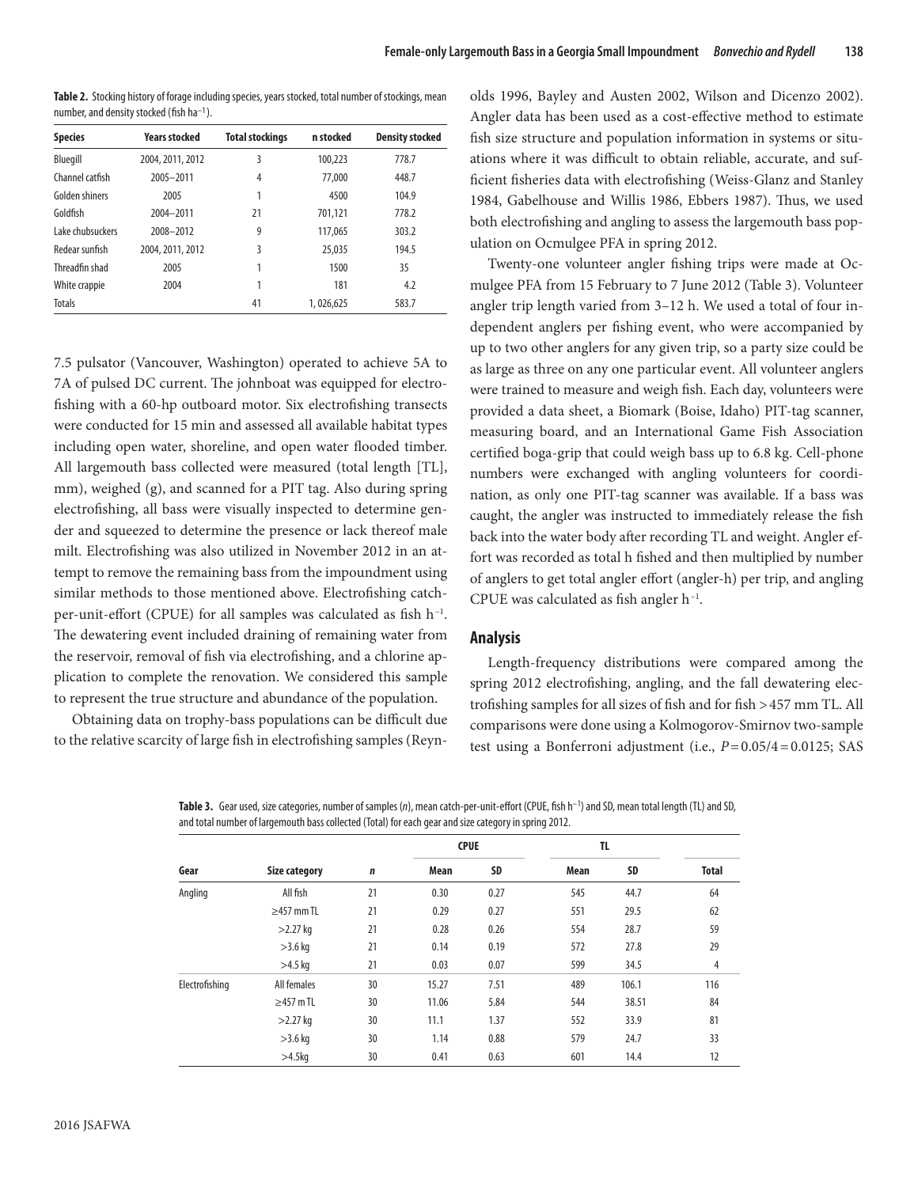**Table 2.** Stocking history of forage including species, years stocked, total number of stockings, mean number, and density stocked (fish ha$^{-1}$).

| Species | Years stocked | Total stockings | n stocked | Density stocked |
|---|---|---|---|---|
| Bluegill | 2004, 2011, 2012 | 3 | 100,223 | 778.7 |
| Channel catfish | 2005–2011 | 4 | 77,000 | 448.7 |
| Golden shiners | 2005 | 1 | 4500 | 104.9 |
| Goldfish | 2004–2011 | 21 | 701,121 | 778.2 |
| Lake chubsuckers | 2008–2012 | 9 | 117,065 | 303.2 |
| Redear sunfish | 2004, 2011, 2012 | 3 | 25,035 | 194.5 |
| Threadfin shad | 2005 | 1 | 1500 | 35 |
| White crappie | 2004 | 1 | 181 | 4.2 |
| Totals | | 41 | 1, 026,625 | 583.7 |

7.5 pulsator (Vancouver, Washington) operated to achieve 5A to 7A of pulsed DC current. The johnboat was equipped for electrofishing with a 60-hp outboard motor. Six electrofishing transects were conducted for 15 min and assessed all available habitat types including open water, shoreline, and open water flooded timber. All largemouth bass collected were measured (total length [TL], mm), weighed (g), and scanned for a PIT tag. Also during spring electrofishing, all bass were visually inspected to determine gender and squeezed to determine the presence or lack thereof male milt. Electrofishing was also utilized in November 2012 in an attempt to remove the remaining bass from the impoundment using similar methods to those mentioned above. Electrofishing catch-per-unit-effort (CPUE) for all samples was calculated as fish h$^{-1}$. The dewatering event included draining of remaining water from the reservoir, removal of fish via electrofishing, and a chlorine application to complete the renovation. We considered this sample to represent the true structure and abundance of the population.

Obtaining data on trophy-bass populations can be difficult due to the relative scarcity of large fish in electrofishing samples (Reynolds 1996, Bayley and Austen 2002, Wilson and Dicenzo 2002). Angler data has been used as a cost-effective method to estimate fish size structure and population information in systems or situations where it was difficult to obtain reliable, accurate, and sufficient fisheries data with electrofishing (Weiss-Glanz and Stanley 1984, Gabelhouse and Willis 1986, Ebbers 1987). Thus, we used both electrofishing and angling to assess the largemouth bass population on Ocmulgee PFA in spring 2012.

Twenty-one volunteer angler fishing trips were made at Ocmulgee PFA from 15 February to 7 June 2012 (Table 3). Volunteer angler trip length varied from 3–12 h. We used a total of four independent anglers per fishing event, who were accompanied by up to two other anglers for any given trip, so a party size could be as large as three on any one particular event. All volunteer anglers were trained to measure and weigh fish. Each day, volunteers were provided a data sheet, a Biomark (Boise, Idaho) PIT-tag scanner, measuring board, and an International Game Fish Association certified boga-grip that could weigh bass up to 6.8 kg. Cell-phone numbers were exchanged with angling volunteers for coordination, as only one PIT-tag scanner was available. If a bass was caught, the angler was instructed to immediately release the fish back into the water body after recording TL and weight. Angler effort was recorded as total h fished and then multiplied by number of anglers to get total angler effort (angler-h) per trip, and angling CPUE was calculated as fish angler h$^{-1}$.

## Analysis

Length-frequency distributions were compared among the spring 2012 electrofishing, angling, and the fall dewatering electrofishing samples for all sizes of fish and for fish > 457 mm TL. All comparisons were done using a Kolmogorov-Smirnov two-sample test using a Bonferroni adjustment (i.e., $P = 0.05/4 = 0.0125$; SAS

**Table 3.** Gear used, size categories, number of samples (*n*), mean catch-per-unit-effort (CPUE, fish h$^{-1}$) and SD, mean total length (TL) and SD, and total number of largemouth bass collected (Total) for each gear and size category in spring 2012.

| | | | CPUE | | TL | | |
|---|---|---|---|---|---|---|---|
| Gear | Size category | *n* | Mean | SD | Mean | SD | Total |
| Angling | All fish | 21 | 0.30 | 0.27 | 545 | 44.7 | 64 |
| | ≥457 mm TL | 21 | 0.29 | 0.27 | 551 | 29.5 | 62 |
| | >2.27 kg | 21 | 0.28 | 0.26 | 554 | 28.7 | 59 |
| | >3.6 kg | 21 | 0.14 | 0.19 | 572 | 27.8 | 29 |
| | >4.5 kg | 21 | 0.03 | 0.07 | 599 | 34.5 | 4 |
| Electrofishing | All females | 30 | 15.27 | 7.51 | 489 | 106.1 | 116 |
| | ≥457 m TL | 30 | 11.06 | 5.84 | 544 | 38.51 | 84 |
| | >2.27 kg | 30 | 11.1 | 1.37 | 552 | 33.9 | 81 |
| | >3.6 kg | 30 | 1.14 | 0.88 | 579 | 24.7 | 33 |
| | >4.5kg | 30 | 0.41 | 0.63 | 601 | 14.4 | 12 |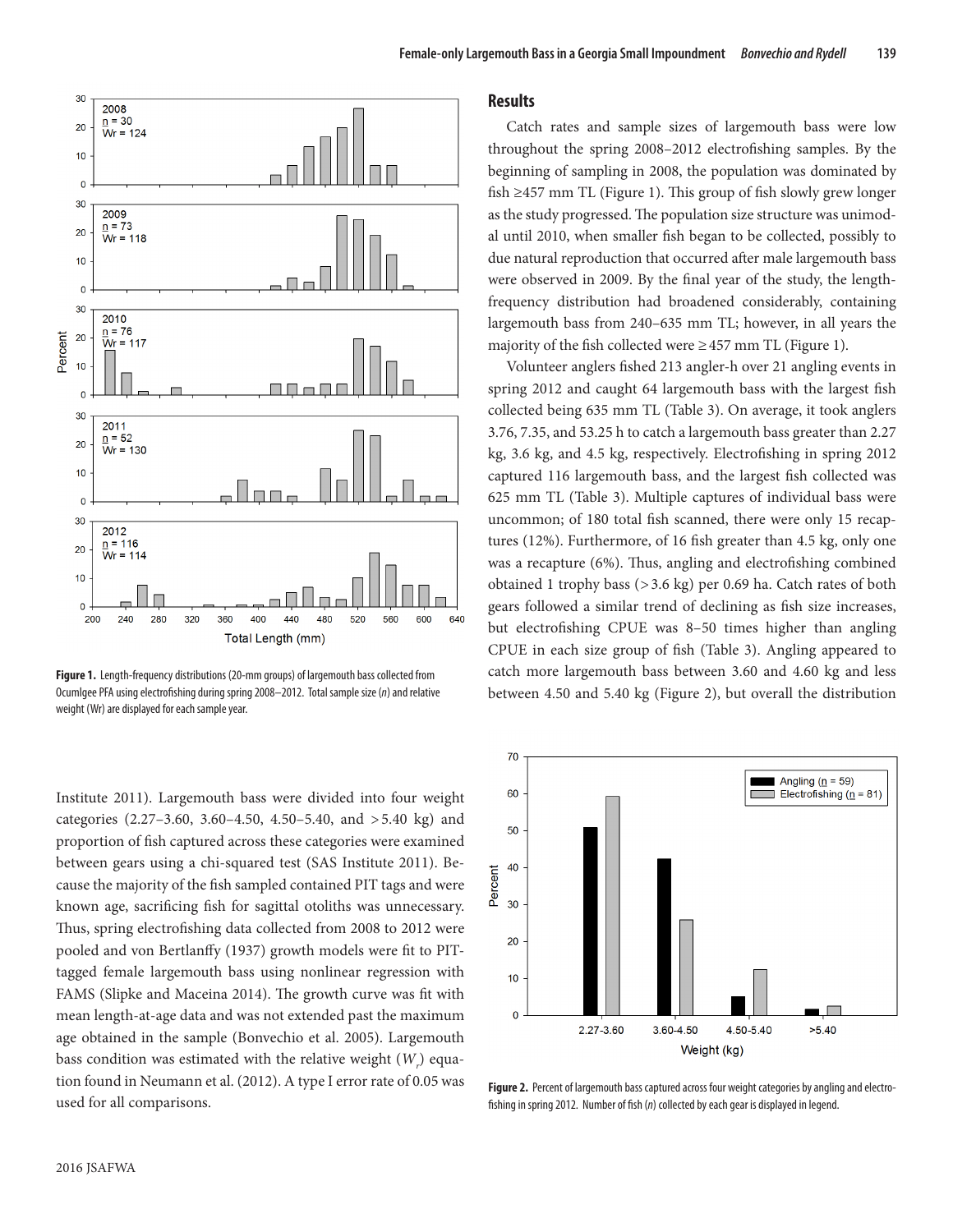Figure 1. Length-frequency distributions (20-mm groups) of largemouth bass collected from Ocumlgee PFA using electrofishing during spring 2008–2012. Total sample size (*n*) and relative weight (Wr) are displayed for each sample year.

Institute 2011). Largemouth bass were divided into four weight categories (2.27–3.60, 3.60–4.50, 4.50–5.40, and >5.40 kg) and proportion of fish captured across these categories were examined between gears using a chi-squared test (SAS Institute 2011). Because the majority of the fish sampled contained PIT tags and were known age, sacrificing fish for sagittal otoliths was unnecessary. Thus, spring electrofishing data collected from 2008 to 2012 were pooled and von Bertlanffy (1937) growth models were fit to PIT-tagged female largemouth bass using nonlinear regression with FAMS (Slipke and Maceina 2014). The growth curve was fit with mean length-at-age data and was not extended past the maximum age obtained in the sample (Bonvechio et al. 2005). Largemouth bass condition was estimated with the relative weight ($W_r$) equation found in Neumann et al. (2012). A type I error rate of 0.05 was used for all comparisons.

## Results

Catch rates and sample sizes of largemouth bass were low throughout the spring 2008–2012 electrofishing samples. By the beginning of sampling in 2008, the population was dominated by fish ≥457 mm TL (Figure 1). This group of fish slowly grew longer as the study progressed. The population size structure was unimodal until 2010, when smaller fish began to be collected, possibly to due natural reproduction that occurred after male largemouth bass were observed in 2009. By the final year of the study, the length-frequency distribution had broadened considerably, containing largemouth bass from 240–635 mm TL; however, in all years the majority of the fish collected were ≥457 mm TL (Figure 1).

Volunteer anglers fished 213 angler-h over 21 angling events in spring 2012 and caught 64 largemouth bass with the largest fish collected being 635 mm TL (Table 3). On average, it took anglers 3.76, 7.35, and 53.25 h to catch a largemouth bass greater than 2.27 kg, 3.6 kg, and 4.5 kg, respectively. Electrofishing in spring 2012 captured 116 largemouth bass, and the largest fish collected was 625 mm TL (Table 3). Multiple captures of individual bass were uncommon; of 180 total fish scanned, there were only 15 recaptures (12%). Furthermore, of 16 fish greater than 4.5 kg, only one was a recapture (6%). Thus, angling and electrofishing combined obtained 1 trophy bass (>3.6 kg) per 0.69 ha. Catch rates of both gears followed a similar trend of declining as fish size increases, but electrofishing CPUE was 8–50 times higher than angling CPUE in each size group of fish (Table 3). Angling appeared to catch more largemouth bass between 3.60 and 4.60 kg and less between 4.50 and 5.40 kg (Figure 2), but overall the distribution

Figure 2. Percent of largemouth bass captured across four weight categories by angling and electrofishing in spring 2012. Number of fish (*n*) collected by each gear is displayed in legend.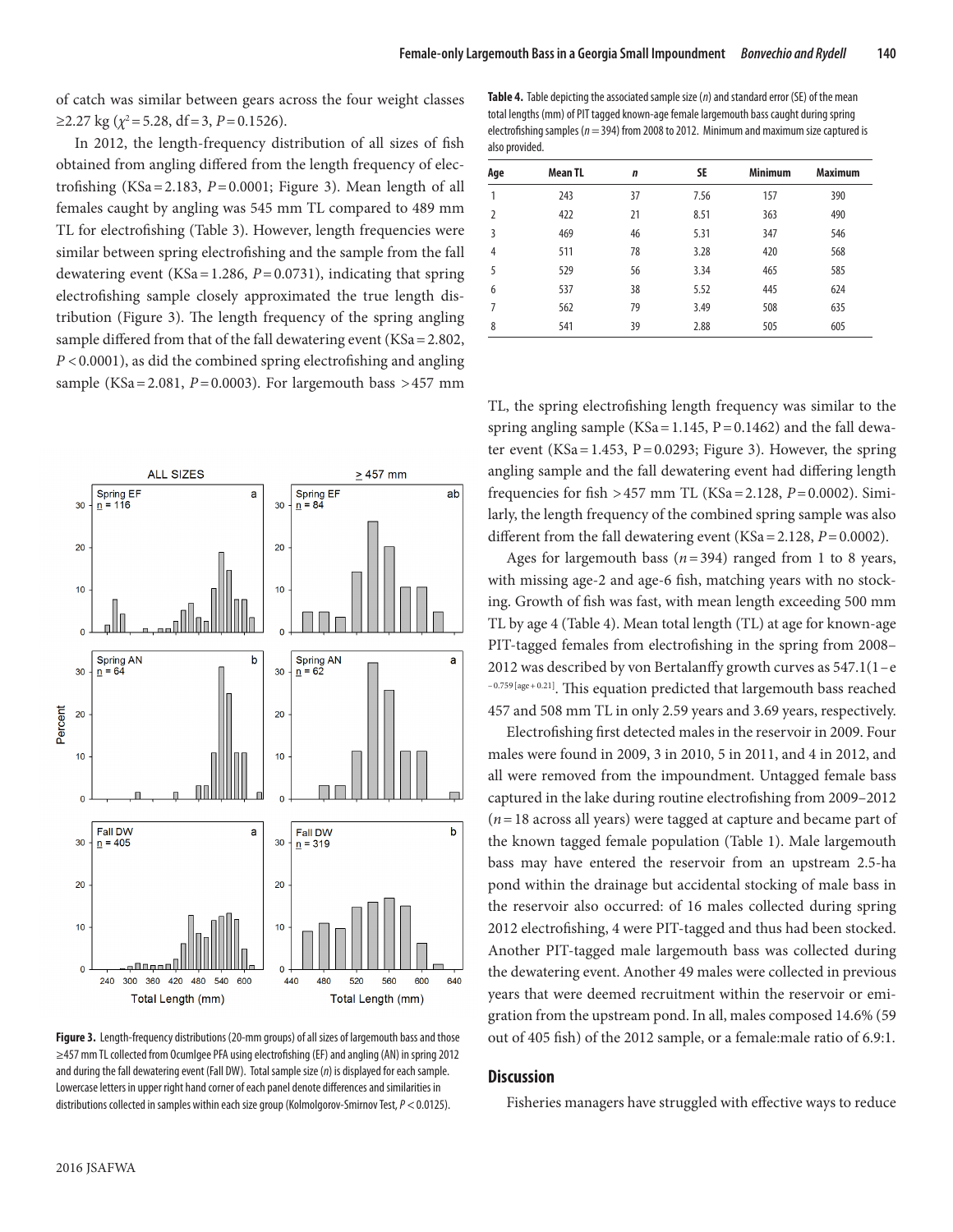of catch was similar between gears across the four weight classes ≥2.27 kg ($\chi^2 = 5.28$, df = 3, $P = 0.1526$).

In 2012, the length-frequency distribution of all sizes of fish obtained from angling differed from the length frequency of electrofishing (KSa = 2.183, $P = 0.0001$; Figure 3). Mean length of all females caught by angling was 545 mm TL compared to 489 mm TL for electrofishing (Table 3). However, length frequencies were similar between spring electrofishing and the sample from the fall dewatering event (KSa = 1.286, $P = 0.0731$), indicating that spring electrofishing sample closely approximated the true length distribution (Figure 3). The length frequency of the spring angling sample differed from that of the fall dewatering event (KSa = 2.802, $P < 0.0001$), as did the combined spring electrofishing and angling sample (KSa = 2.081, $P = 0.0003$). For largemouth bass >457 mm TL, the spring electrofishing length frequency was similar to the spring angling sample (KSa = 1.145, P = 0.1462) and the fall dewater event (KSa = 1.453, P = 0.0293; Figure 3). However, the spring angling sample and the fall dewatering event had differing length frequencies for fish >457 mm TL (KSa = 2.128, $P = 0.0002$). Similarly, the length frequency of the combined spring sample was also different from the fall dewatering event (KSa = 2.128, $P = 0.0002$).

Figure 3. Length-frequency distributions (20-mm groups) of all sizes of largemouth bass and those ≥457 mm TL collected from Ocumlgee PFA using electrofishing (EF) and angling (AN) in spring 2012 and during the fall dewatering event (Fall DW). Total sample size (*n*) is displayed for each sample. Lowercase letters in upper right hand corner of each panel denote differences and similarities in distributions collected in samples within each size group (Kolmolgorov-Smirnov Test, $P < 0.0125$).

**Table 4.** Table depicting the associated sample size (*n*) and standard error (SE) of the mean total lengths (mm) of PIT tagged known-age female largemouth bass caught during spring electrofishing samples (*n* = 394) from 2008 to 2012. Minimum and maximum size captured is also provided.

| Age | Mean TL | *n* | SE | Minimum | Maximum |
|---|---|---|---|---|---|
| 1 | 243 | 37 | 7.56 | 157 | 390 |
| 2 | 422 | 21 | 8.51 | 363 | 490 |
| 3 | 469 | 46 | 5.31 | 347 | 546 |
| 4 | 511 | 78 | 3.28 | 420 | 568 |
| 5 | 529 | 56 | 3.34 | 465 | 585 |
| 6 | 537 | 38 | 5.52 | 445 | 624 |
| 7 | 562 | 79 | 3.49 | 508 | 635 |
| 8 | 541 | 39 | 2.88 | 505 | 605 |

Ages for largemouth bass (*n* = 394) ranged from 1 to 8 years, with missing age-2 and age-6 fish, matching years with no stocking. Growth of fish was fast, with mean length exceeding 500 mm TL by age 4 (Table 4). Mean total length (TL) at age for known-age PIT-tagged females from electrofishing in the spring from 2008–2012 was described by von Bertalanffy growth curves as $547.1(1 - e^{-0.759[age + 0.21]})$. This equation predicted that largemouth bass reached 457 and 508 mm TL in only 2.59 years and 3.69 years, respectively.

Electrofishing first detected males in the reservoir in 2009. Four males were found in 2009, 3 in 2010, 5 in 2011, and 4 in 2012, and all were removed from the impoundment. Untagged female bass captured in the lake during routine electrofishing from 2009–2012 (*n* = 18 across all years) were tagged at capture and became part of the known tagged female population (Table 1). Male largemouth bass may have entered the reservoir from an upstream 2.5-ha pond within the drainage but accidental stocking of male bass in the reservoir also occurred: of 16 males collected during spring 2012 electrofishing, 4 were PIT-tagged and thus had been stocked. Another PIT-tagged male largemouth bass was collected during the dewatering event. Another 49 males were collected in previous years that were deemed recruitment within the reservoir or emigration from the upstream pond. In all, males composed 14.6% (59 out of 405 fish) of the 2012 sample, or a female:male ratio of 6.9:1.

## Discussion

Fisheries managers have struggled with effective ways to reduce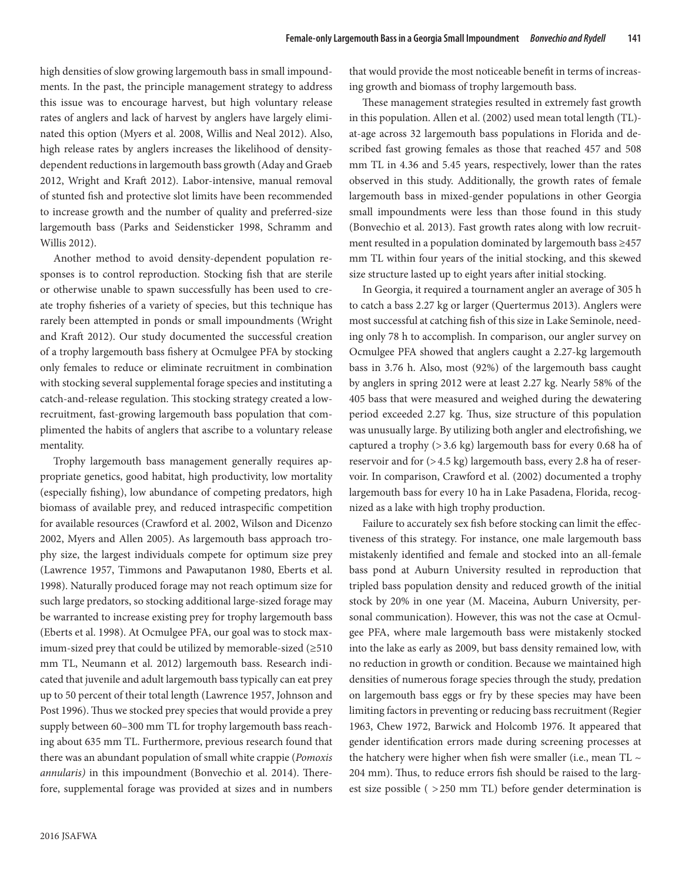high densities of slow growing largemouth bass in small impoundments. In the past, the principle management strategy to address this issue was to encourage harvest, but high voluntary release rates of anglers and lack of harvest by anglers have largely eliminated this option (Myers et al. 2008, Willis and Neal 2012). Also, high release rates by anglers increases the likelihood of density-dependent reductions in largemouth bass growth (Aday and Graeb 2012, Wright and Kraft 2012). Labor-intensive, manual removal of stunted fish and protective slot limits have been recommended to increase growth and the number of quality and preferred-size largemouth bass (Parks and Seidensticker 1998, Schramm and Willis 2012).

Another method to avoid density-dependent population responses is to control reproduction. Stocking fish that are sterile or otherwise unable to spawn successfully has been used to create trophy fisheries of a variety of species, but this technique has rarely been attempted in ponds or small impoundments (Wright and Kraft 2012). Our study documented the successful creation of a trophy largemouth bass fishery at Ocmulgee PFA by stocking only females to reduce or eliminate recruitment in combination with stocking several supplemental forage species and instituting a catch-and-release regulation. This stocking strategy created a low-recruitment, fast-growing largemouth bass population that complimented the habits of anglers that ascribe to a voluntary release mentality.

Trophy largemouth bass management generally requires appropriate genetics, good habitat, high productivity, low mortality (especially fishing), low abundance of competing predators, high biomass of available prey, and reduced intraspecific competition for available resources (Crawford et al. 2002, Wilson and Dicenzo 2002, Myers and Allen 2005). As largemouth bass approach trophy size, the largest individuals compete for optimum size prey (Lawrence 1957, Timmons and Pawaputanon 1980, Eberts et al. 1998). Naturally produced forage may not reach optimum size for such large predators, so stocking additional large-sized forage may be warranted to increase existing prey for trophy largemouth bass (Eberts et al. 1998). At Ocmulgee PFA, our goal was to stock maximum-sized prey that could be utilized by memorable-sized (≥510 mm TL, Neumann et al. 2012) largemouth bass. Research indicated that juvenile and adult largemouth bass typically can eat prey up to 50 percent of their total length (Lawrence 1957, Johnson and Post 1996). Thus we stocked prey species that would provide a prey supply between 60–300 mm TL for trophy largemouth bass reaching about 635 mm TL. Furthermore, previous research found that there was an abundant population of small white crappie (*Pomoxis annularis)* in this impoundment (Bonvechio et al. 2014). Therefore, supplemental forage was provided at sizes and in numbers that would provide the most noticeable benefit in terms of increasing growth and biomass of trophy largemouth bass.

These management strategies resulted in extremely fast growth in this population. Allen et al. (2002) used mean total length (TL)-at-age across 32 largemouth bass populations in Florida and described fast growing females as those that reached 457 and 508 mm TL in 4.36 and 5.45 years, respectively, lower than the rates observed in this study. Additionally, the growth rates of female largemouth bass in mixed-gender populations in other Georgia small impoundments were less than those found in this study (Bonvechio et al. 2013). Fast growth rates along with low recruitment resulted in a population dominated by largemouth bass ≥457 mm TL within four years of the initial stocking, and this skewed size structure lasted up to eight years after initial stocking.

In Georgia, it required a tournament angler an average of 305 h to catch a bass 2.27 kg or larger (Quertermus 2013). Anglers were most successful at catching fish of this size in Lake Seminole, needing only 78 h to accomplish. In comparison, our angler survey on Ocmulgee PFA showed that anglers caught a 2.27-kg largemouth bass in 3.76 h. Also, most (92%) of the largemouth bass caught by anglers in spring 2012 were at least 2.27 kg. Nearly 58% of the 405 bass that were measured and weighed during the dewatering period exceeded 2.27 kg. Thus, size structure of this population was unusually large. By utilizing both angler and electrofishing, we captured a trophy (> 3.6 kg) largemouth bass for every 0.68 ha of reservoir and for (> 4.5 kg) largemouth bass, every 2.8 ha of reservoir. In comparison, Crawford et al. (2002) documented a trophy largemouth bass for every 10 ha in Lake Pasadena, Florida, recognized as a lake with high trophy production.

Failure to accurately sex fish before stocking can limit the effectiveness of this strategy. For instance, one male largemouth bass mistakenly identified and female and stocked into an all-female bass pond at Auburn University resulted in reproduction that tripled bass population density and reduced growth of the initial stock by 20% in one year (M. Maceina, Auburn University, personal communication). However, this was not the case at Ocmulgee PFA, where male largemouth bass were mistakenly stocked into the lake as early as 2009, but bass density remained low, with no reduction in growth or condition. Because we maintained high densities of numerous forage species through the study, predation on largemouth bass eggs or fry by these species may have been limiting factors in preventing or reducing bass recruitment (Regier 1963, Chew 1972, Barwick and Holcomb 1976. It appeared that gender identification errors made during screening processes at the hatchery were higher when fish were smaller (i.e., mean TL ~ 204 mm). Thus, to reduce errors fish should be raised to the largest size possible ( > 250 mm TL) before gender determination is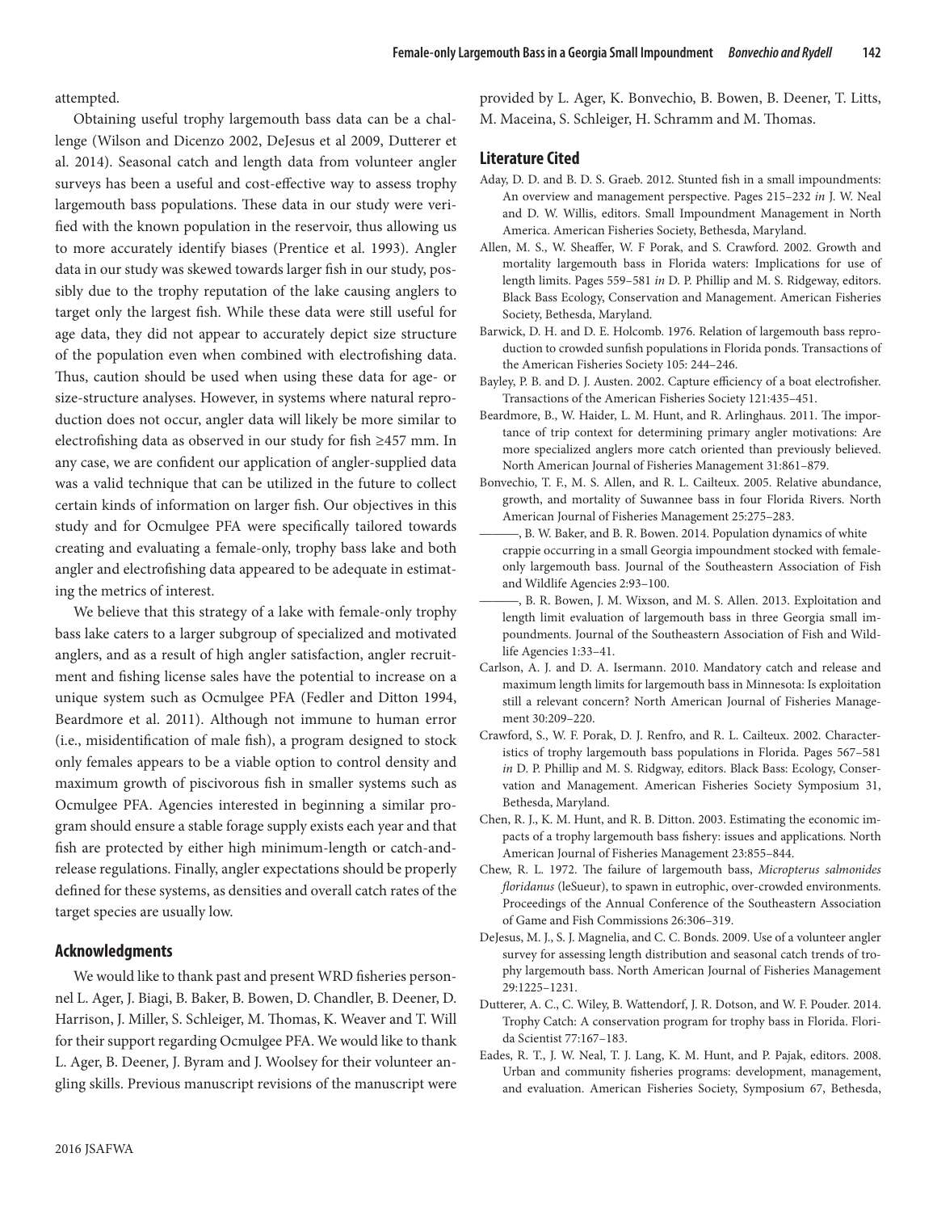attempted.

Obtaining useful trophy largemouth bass data can be a challenge (Wilson and Dicenzo 2002, DeJesus et al 2009, Dutterer et al. 2014). Seasonal catch and length data from volunteer angler surveys has been a useful and cost-effective way to assess trophy largemouth bass populations. These data in our study were verified with the known population in the reservoir, thus allowing us to more accurately identify biases (Prentice et al. 1993). Angler data in our study was skewed towards larger fish in our study, possibly due to the trophy reputation of the lake causing anglers to target only the largest fish. While these data were still useful for age data, they did not appear to accurately depict size structure of the population even when combined with electrofishing data. Thus, caution should be used when using these data for age- or size-structure analyses. However, in systems where natural reproduction does not occur, angler data will likely be more similar to electrofishing data as observed in our study for fish ≥457 mm. In any case, we are confident our application of angler-supplied data was a valid technique that can be utilized in the future to collect certain kinds of information on larger fish. Our objectives in this study and for Ocmulgee PFA were specifically tailored towards creating and evaluating a female-only, trophy bass lake and both angler and electrofishing data appeared to be adequate in estimating the metrics of interest.

We believe that this strategy of a lake with female-only trophy bass lake caters to a larger subgroup of specialized and motivated anglers, and as a result of high angler satisfaction, angler recruitment and fishing license sales have the potential to increase on a unique system such as Ocmulgee PFA (Fedler and Ditton 1994, Beardmore et al. 2011). Although not immune to human error (i.e., misidentification of male fish), a program designed to stock only females appears to be a viable option to control density and maximum growth of piscivorous fish in smaller systems such as Ocmulgee PFA. Agencies interested in beginning a similar program should ensure a stable forage supply exists each year and that fish are protected by either high minimum-length or catch-and-release regulations. Finally, angler expectations should be properly defined for these systems, as densities and overall catch rates of the target species are usually low.

## Acknowledgments

We would like to thank past and present WRD fisheries personnel L. Ager, J. Biagi, B. Baker, B. Bowen, D. Chandler, B. Deener, D. Harrison, J. Miller, S. Schleiger, M. Thomas, K. Weaver and T. Will for their support regarding Ocmulgee PFA. We would like to thank L. Ager, B. Deener, J. Byram and J. Woolsey for their volunteer angling skills. Previous manuscript revisions of the manuscript were provided by L. Ager, K. Bonvechio, B. Bowen, B. Deener, T. Litts, M. Maceina, S. Schleiger, H. Schramm and M. Thomas.

## Literature Cited

Aday, D. D. and B. D. S. Graeb. 2012. Stunted fish in a small impoundments: An overview and management perspective. Pages 215–232 *in* J. W. Neal and D. W. Willis, editors. Small Impoundment Management in North America. American Fisheries Society, Bethesda, Maryland.

Allen, M. S., W. Sheaffer, W. F Porak, and S. Crawford. 2002. Growth and mortality largemouth bass in Florida waters: Implications for use of length limits. Pages 559–581 *in* D. P. Phillip and M. S. Ridgeway, editors. Black Bass Ecology, Conservation and Management. American Fisheries Society, Bethesda, Maryland.

Barwick, D. H. and D. E. Holcomb. 1976. Relation of largemouth bass reproduction to crowded sunfish populations in Florida ponds. Transactions of the American Fisheries Society 105: 244–246.

Bayley, P. B. and D. J. Austen. 2002. Capture efficiency of a boat electrofisher. Transactions of the American Fisheries Society 121:435–451.

Beardmore, B., W. Haider, L. M. Hunt, and R. Arlinghaus. 2011. The importance of trip context for determining primary angler motivations: Are more specialized anglers more catch oriented than previously believed. North American Journal of Fisheries Management 31:861–879.

Bonvechio, T. F., M. S. Allen, and R. L. Cailteux. 2005. Relative abundance, growth, and mortality of Suwannee bass in four Florida Rivers. North American Journal of Fisheries Management 25:275–283.

———, B. W. Baker, and B. R. Bowen. 2014. Population dynamics of white crappie occurring in a small Georgia impoundment stocked with female-only largemouth bass. Journal of the Southeastern Association of Fish and Wildlife Agencies 2:93–100.

———, B. R. Bowen, J. M. Wixson, and M. S. Allen. 2013. Exploitation and length limit evaluation of largemouth bass in three Georgia small impoundments. Journal of the Southeastern Association of Fish and Wildlife Agencies 1:33–41.

Carlson, A. J. and D. A. Isermann. 2010. Mandatory catch and release and maximum length limits for largemouth bass in Minnesota: Is exploitation still a relevant concern? North American Journal of Fisheries Management 30:209–220.

Crawford, S., W. F. Porak, D. J. Renfro, and R. L. Cailteux. 2002. Characteristics of trophy largemouth bass populations in Florida. Pages 567–581 *in* D. P. Phillip and M. S. Ridgway, editors. Black Bass: Ecology, Conservation and Management. American Fisheries Society Symposium 31, Bethesda, Maryland.

Chen, R. J., K. M. Hunt, and R. B. Ditton. 2003. Estimating the economic impacts of a trophy largemouth bass fishery: issues and applications. North American Journal of Fisheries Management 23:855–844.

Chew, R. L. 1972. The failure of largemouth bass, *Micropterus salmonides floridanus* (leSueur), to spawn in eutrophic, over-crowded environments. Proceedings of the Annual Conference of the Southeastern Association of Game and Fish Commissions 26:306–319.

DeJesus, M. J., S. J. Magnelia, and C. C. Bonds. 2009. Use of a volunteer angler survey for assessing length distribution and seasonal catch trends of trophy largemouth bass. North American Journal of Fisheries Management 29:1225–1231.

Dutterer, A. C., C. Wiley, B. Wattendorf, J. R. Dotson, and W. F. Pouder. 2014. Trophy Catch: A conservation program for trophy bass in Florida. Florida Scientist 77:167–183.

Eades, R. T., J. W. Neal, T. J. Lang, K. M. Hunt, and P. Pajak, editors. 2008. Urban and community fisheries programs: development, management, and evaluation. American Fisheries Society, Symposium 67, Bethesda,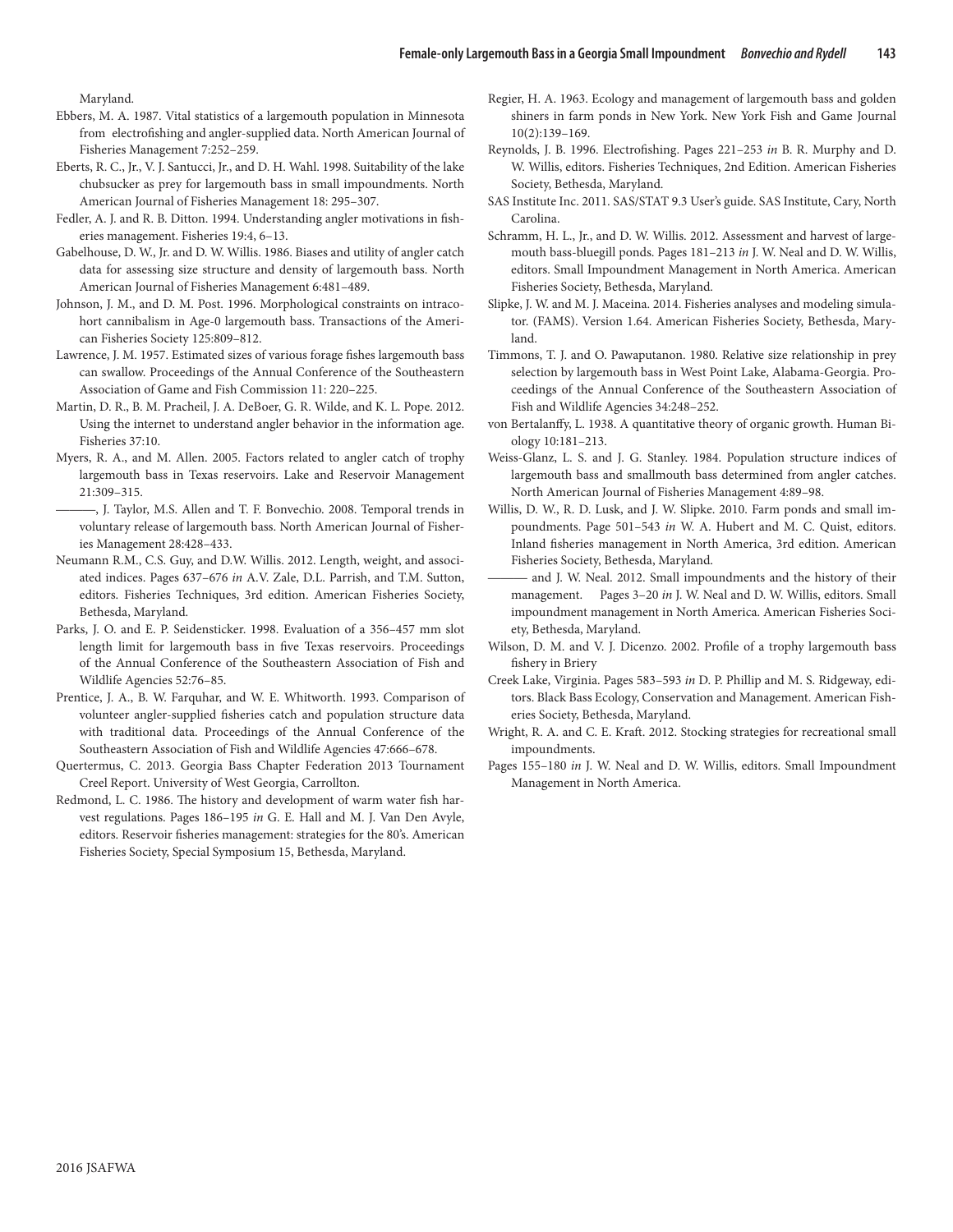Maryland.

Ebbers, M. A. 1987. Vital statistics of a largemouth population in Minnesota from electrofishing and angler-supplied data. North American Journal of Fisheries Management 7:252–259.

Eberts, R. C., Jr., V. J. Santucci, Jr., and D. H. Wahl. 1998. Suitability of the lake chubsucker as prey for largemouth bass in small impoundments. North American Journal of Fisheries Management 18: 295–307.

Fedler, A. J. and R. B. Ditton. 1994. Understanding angler motivations in fisheries management. Fisheries 19:4, 6–13.

Gabelhouse, D. W., Jr. and D. W. Willis. 1986. Biases and utility of angler catch data for assessing size structure and density of largemouth bass. North American Journal of Fisheries Management 6:481–489.

Johnson, J. M., and D. M. Post. 1996. Morphological constraints on intracohort cannibalism in Age-0 largemouth bass. Transactions of the American Fisheries Society 125:809–812.

Lawrence, J. M. 1957. Estimated sizes of various forage fishes largemouth bass can swallow. Proceedings of the Annual Conference of the Southeastern Association of Game and Fish Commission 11: 220–225.

Martin, D. R., B. M. Pracheil, J. A. DeBoer, G. R. Wilde, and K. L. Pope. 2012. Using the internet to understand angler behavior in the information age. Fisheries 37:10.

Myers, R. A., and M. Allen. 2005. Factors related to angler catch of trophy largemouth bass in Texas reservoirs. Lake and Reservoir Management 21:309–315.

———, J. Taylor, M.S. Allen and T. F. Bonvechio. 2008. Temporal trends in voluntary release of largemouth bass. North American Journal of Fisheries Management 28:428–433.

Neumann R.M., C.S. Guy, and D.W. Willis. 2012. Length, weight, and associated indices. Pages 637–676 *in* A.V. Zale, D.L. Parrish, and T.M. Sutton, editors. Fisheries Techniques, 3rd edition. American Fisheries Society, Bethesda, Maryland.

Parks, J. O. and E. P. Seidensticker. 1998. Evaluation of a 356–457 mm slot length limit for largemouth bass in five Texas reservoirs. Proceedings of the Annual Conference of the Southeastern Association of Fish and Wildlife Agencies 52:76–85.

Prentice, J. A., B. W. Farquhar, and W. E. Whitworth. 1993. Comparison of volunteer angler-supplied fisheries catch and population structure data with traditional data. Proceedings of the Annual Conference of the Southeastern Association of Fish and Wildlife Agencies 47:666–678.

Quertermus, C. 2013. Georgia Bass Chapter Federation 2013 Tournament Creel Report. University of West Georgia, Carrollton.

Redmond, L. C. 1986. The history and development of warm water fish harvest regulations. Pages 186–195 *in* G. E. Hall and M. J. Van Den Avyle, editors. Reservoir fisheries management: strategies for the 80's. American Fisheries Society, Special Symposium 15, Bethesda, Maryland.

Regier, H. A. 1963. Ecology and management of largemouth bass and golden shiners in farm ponds in New York. New York Fish and Game Journal 10(2):139–169.

Reynolds, J. B. 1996. Electrofishing. Pages 221–253 *in* B. R. Murphy and D. W. Willis, editors. Fisheries Techniques, 2nd Edition. American Fisheries Society, Bethesda, Maryland.

SAS Institute Inc. 2011. SAS/STAT 9.3 User's guide. SAS Institute, Cary, North Carolina.

Schramm, H. L., Jr., and D. W. Willis. 2012. Assessment and harvest of largemouth bass-bluegill ponds. Pages 181–213 *in* J. W. Neal and D. W. Willis, editors. Small Impoundment Management in North America. American Fisheries Society, Bethesda, Maryland.

Slipke, J. W. and M. J. Maceina. 2014. Fisheries analyses and modeling simulator. (FAMS). Version 1.64. American Fisheries Society, Bethesda, Maryland.

Timmons, T. J. and O. Pawaputanon. 1980. Relative size relationship in prey selection by largemouth bass in West Point Lake, Alabama-Georgia. Proceedings of the Annual Conference of the Southeastern Association of Fish and Wildlife Agencies 34:248–252.

von Bertalanffy, L. 1938. A quantitative theory of organic growth. Human Biology 10:181–213.

Weiss-Glanz, L. S. and J. G. Stanley. 1984. Population structure indices of largemouth bass and smallmouth bass determined from angler catches. North American Journal of Fisheries Management 4:89–98.

Willis, D. W., R. D. Lusk, and J. W. Slipke. 2010. Farm ponds and small impoundments. Page 501–543 *in* W. A. Hubert and M. C. Quist, editors. Inland fisheries management in North America, 3rd edition. American Fisheries Society, Bethesda, Maryland.

——— and J. W. Neal. 2012. Small impoundments and the history of their management. Pages 3–20 *in* J. W. Neal and D. W. Willis, editors. Small impoundment management in North America. American Fisheries Society, Bethesda, Maryland.

Wilson, D. M. and V. J. Dicenzo. 2002. Profile of a trophy largemouth bass fishery in Briery

Creek Lake, Virginia. Pages 583–593 *in* D. P. Phillip and M. S. Ridgeway, editors. Black Bass Ecology, Conservation and Management. American Fisheries Society, Bethesda, Maryland.

Wright, R. A. and C. E. Kraft. 2012. Stocking strategies for recreational small impoundments.

Pages 155–180 *in* J. W. Neal and D. W. Willis, editors. Small Impoundment Management in North America.